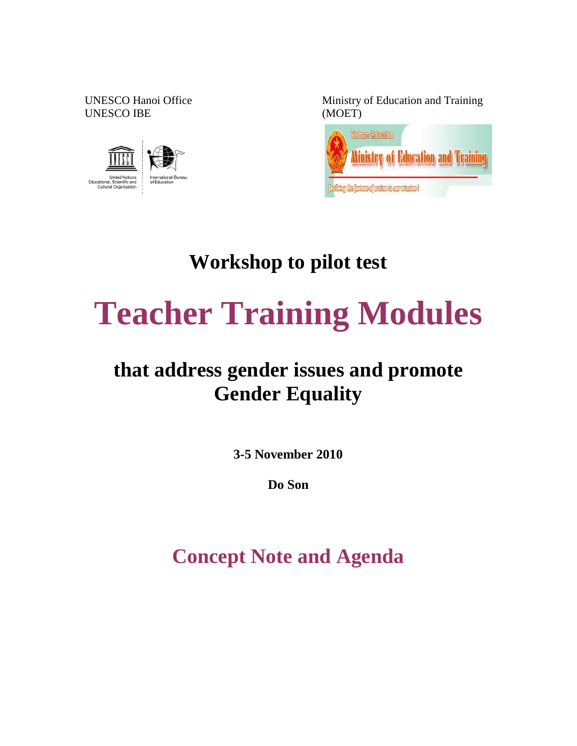UNESCO Hanoi Office
UNESCO IBE

Ministry of Education and Training (MOET)

# Workshop to pilot test

# Teacher Training Modules

## that address gender issues and promote Gender Equality

**3-5 November 2010**

**Do Son**

## Concept Note and Agenda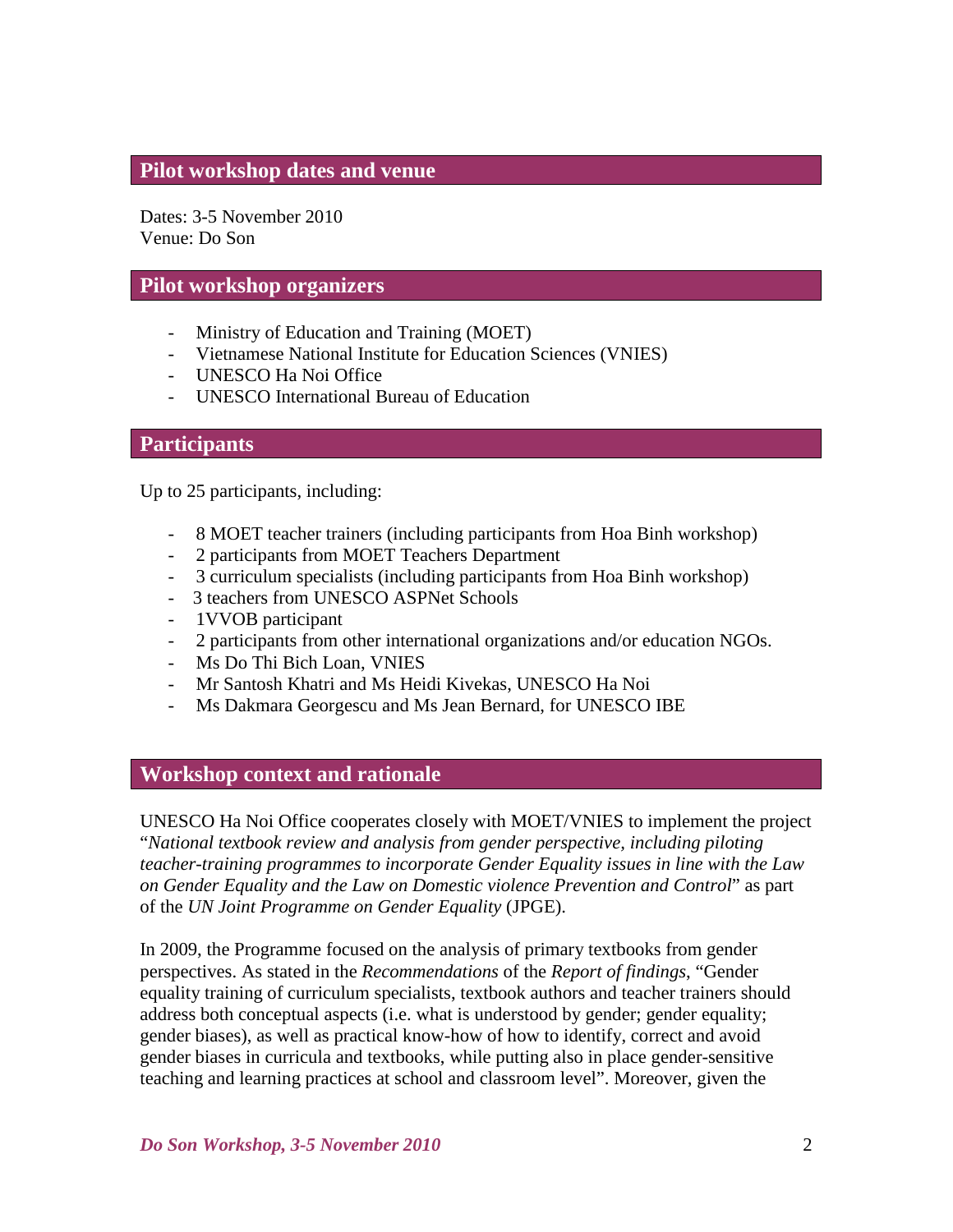## Pilot workshop dates and venue

Dates: 3-5 November 2010
Venue: Do Son

## Pilot workshop organizers

- Ministry of Education and Training (MOET)
- Vietnamese National Institute for Education Sciences (VNIES)
- UNESCO Ha Noi Office
- UNESCO International Bureau of Education

## Participants

Up to 25 participants, including:

- 8 MOET teacher trainers (including participants from Hoa Binh workshop)
- 2 participants from MOET Teachers Department
- 3 curriculum specialists (including participants from Hoa Binh workshop)
- 3 teachers from UNESCO ASPNet Schools
- 1VVOB participant
- 2 participants from other international organizations and/or education NGOs.
- Ms Do Thi Bich Loan, VNIES
- Mr Santosh Khatri and Ms Heidi Kivekas, UNESCO Ha Noi
- Ms Dakmara Georgescu and Ms Jean Bernard, for UNESCO IBE

## Workshop context and rationale

UNESCO Ha Noi Office cooperates closely with MOET/VNIES to implement the project "*National textbook review and analysis from gender perspective, including piloting teacher-training programmes to incorporate Gender Equality issues in line with the Law on Gender Equality and the Law on Domestic violence Prevention and Control*" as part of the *UN Joint Programme on Gender Equality* (JPGE).

In 2009, the Programme focused on the analysis of primary textbooks from gender perspectives. As stated in the *Recommendations* of the *Report of findings*, "Gender equality training of curriculum specialists, textbook authors and teacher trainers should address both conceptual aspects (i.e. what is understood by gender; gender equality; gender biases), as well as practical know-how of how to identify, correct and avoid gender biases in curricula and textbooks, while putting also in place gender-sensitive teaching and learning practices at school and classroom level". Moreover, given the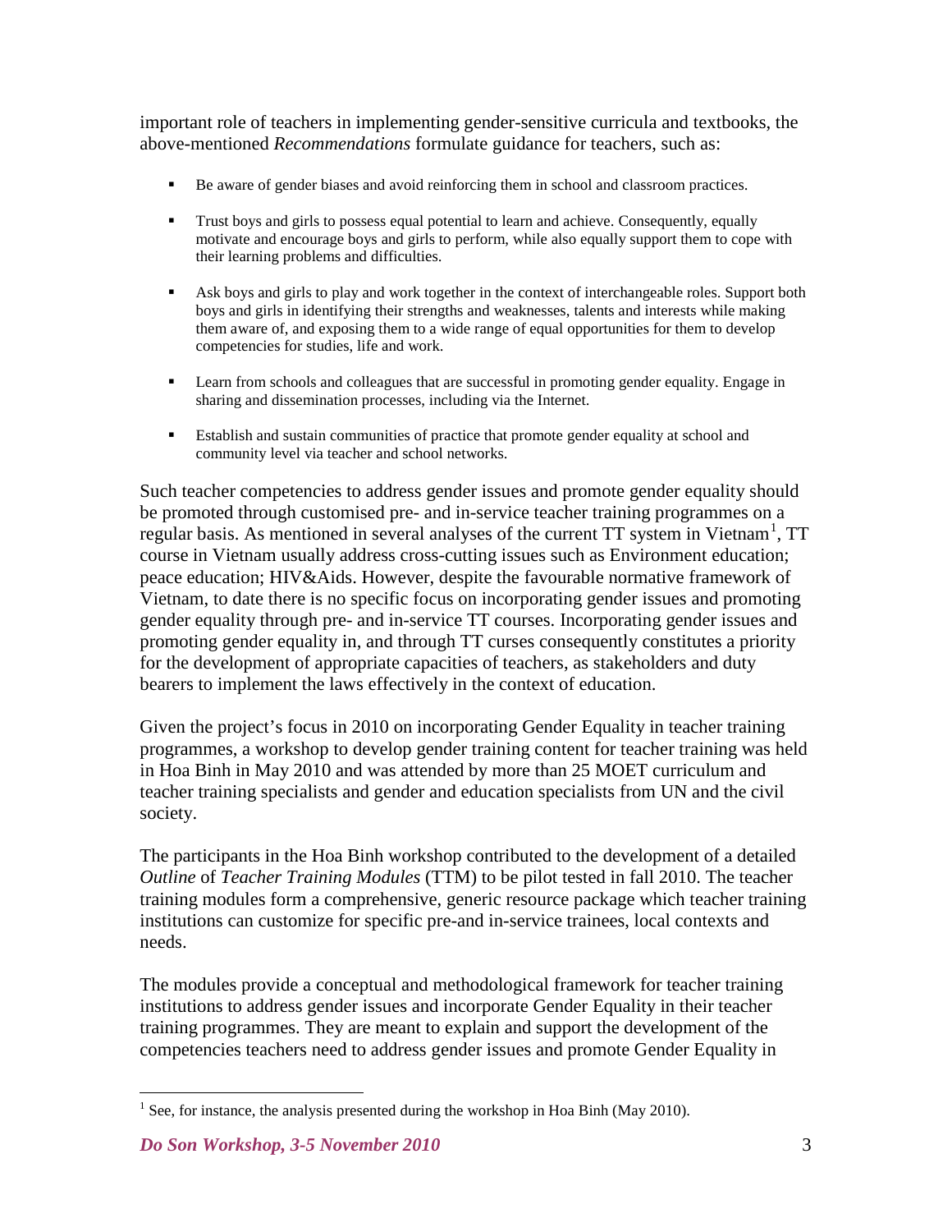important role of teachers in implementing gender-sensitive curricula and textbooks, the above-mentioned *Recommendations* formulate guidance for teachers, such as:

- Be aware of gender biases and avoid reinforcing them in school and classroom practices.
- Trust boys and girls to possess equal potential to learn and achieve. Consequently, equally motivate and encourage boys and girls to perform, while also equally support them to cope with their learning problems and difficulties.
- Ask boys and girls to play and work together in the context of interchangeable roles. Support both boys and girls in identifying their strengths and weaknesses, talents and interests while making them aware of, and exposing them to a wide range of equal opportunities for them to develop competencies for studies, life and work.
- Learn from schools and colleagues that are successful in promoting gender equality. Engage in sharing and dissemination processes, including via the Internet.
- Establish and sustain communities of practice that promote gender equality at school and community level via teacher and school networks.

Such teacher competencies to address gender issues and promote gender equality should be promoted through customised pre- and in-service teacher training programmes on a regular basis. As mentioned in several analyses of the current TT system in Vietnam[1], TT course in Vietnam usually address cross-cutting issues such as Environment education; peace education; HIV&Aids. However, despite the favourable normative framework of Vietnam, to date there is no specific focus on incorporating gender issues and promoting gender equality through pre- and in-service TT courses. Incorporating gender issues and promoting gender equality in, and through TT curses consequently constitutes a priority for the development of appropriate capacities of teachers, as stakeholders and duty bearers to implement the laws effectively in the context of education.

Given the project's focus in 2010 on incorporating Gender Equality in teacher training programmes, a workshop to develop gender training content for teacher training was held in Hoa Binh in May 2010 and was attended by more than 25 MOET curriculum and teacher training specialists and gender and education specialists from UN and the civil society.

The participants in the Hoa Binh workshop contributed to the development of a detailed *Outline* of *Teacher Training Modules* (TTM) to be pilot tested in fall 2010. The teacher training modules form a comprehensive, generic resource package which teacher training institutions can customize for specific pre-and in-service trainees, local contexts and needs.

The modules provide a conceptual and methodological framework for teacher training institutions to address gender issues and incorporate Gender Equality in their teacher training programmes. They are meant to explain and support the development of the competencies teachers need to address gender issues and promote Gender Equality in

[1] See, for instance, the analysis presented during the workshop in Hoa Binh (May 2010).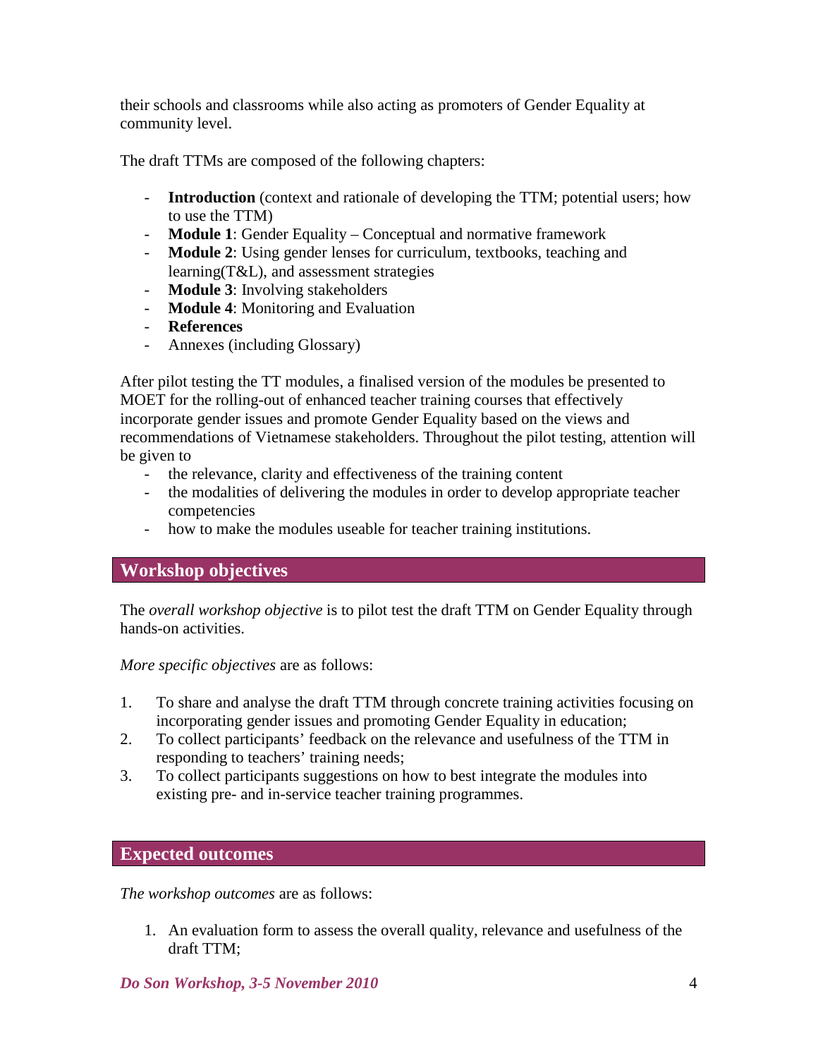their schools and classrooms while also acting as promoters of Gender Equality at community level.

The draft TTMs are composed of the following chapters:

- **Introduction** (context and rationale of developing the TTM; potential users; how to use the TTM)
- **Module 1**: Gender Equality – Conceptual and normative framework
- **Module 2**: Using gender lenses for curriculum, textbooks, teaching and learning(T&L), and assessment strategies
- **Module 3**: Involving stakeholders
- **Module 4**: Monitoring and Evaluation
- **References**
- Annexes (including Glossary)

After pilot testing the TT modules, a finalised version of the modules be presented to MOET for the rolling-out of enhanced teacher training courses that effectively incorporate gender issues and promote Gender Equality based on the views and recommendations of Vietnamese stakeholders. Throughout the pilot testing, attention will be given to

- the relevance, clarity and effectiveness of the training content
- the modalities of delivering the modules in order to develop appropriate teacher competencies
- how to make the modules useable for teacher training institutions.

## Workshop objectives

The *overall workshop objective* is to pilot test the draft TTM on Gender Equality through hands-on activities.

*More specific objectives* are as follows:

1. To share and analyse the draft TTM through concrete training activities focusing on incorporating gender issues and promoting Gender Equality in education;
2. To collect participants' feedback on the relevance and usefulness of the TTM in responding to teachers' training needs;
3. To collect participants suggestions on how to best integrate the modules into existing pre- and in-service teacher training programmes.

## Expected outcomes

*The workshop outcomes* are as follows:

1. An evaluation form to assess the overall quality, relevance and usefulness of the draft TTM;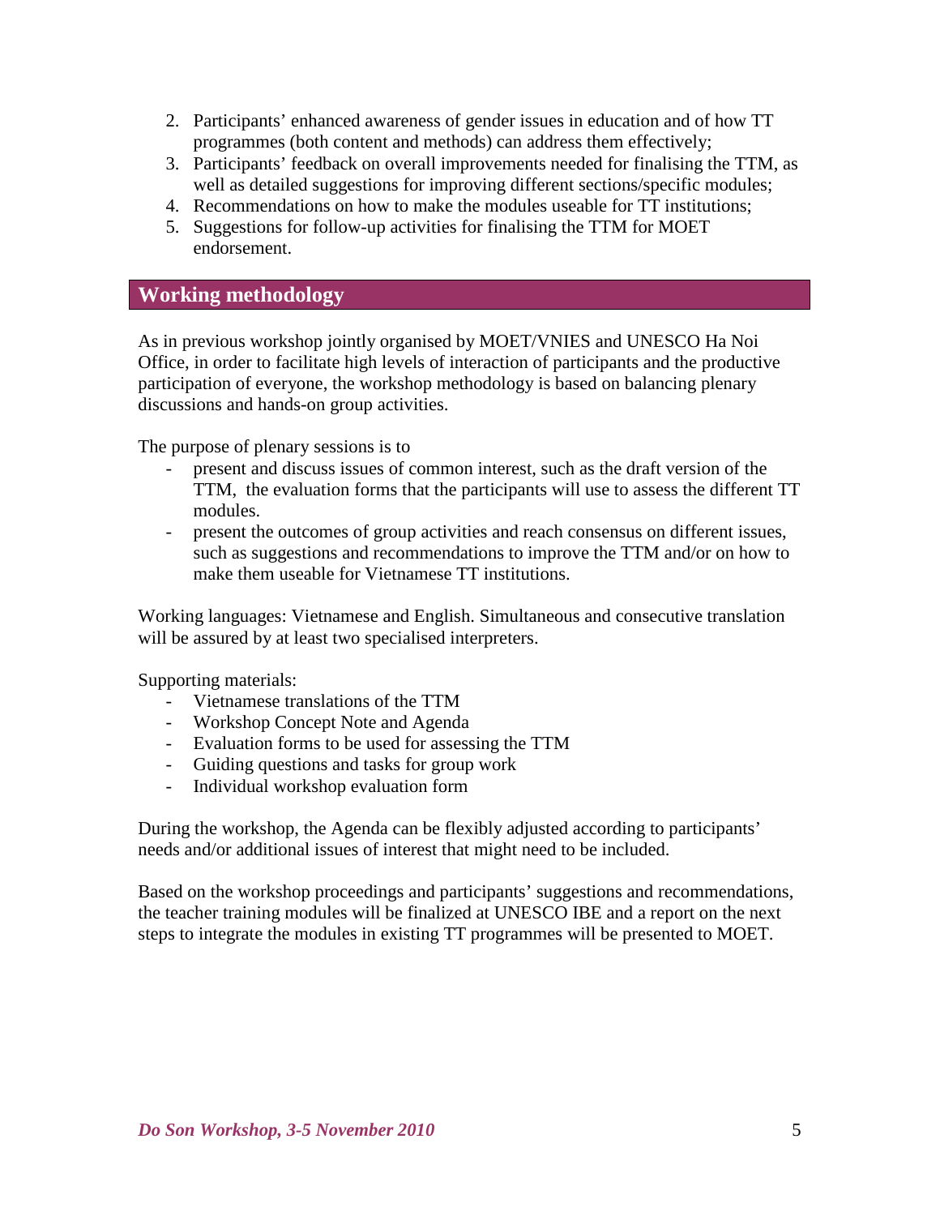2. Participants' enhanced awareness of gender issues in education and of how TT programmes (both content and methods) can address them effectively;
3. Participants' feedback on overall improvements needed for finalising the TTM, as well as detailed suggestions for improving different sections/specific modules;
4. Recommendations on how to make the modules useable for TT institutions;
5. Suggestions for follow-up activities for finalising the TTM for MOET endorsement.

## Working methodology

As in previous workshop jointly organised by MOET/VNIES and UNESCO Ha Noi Office, in order to facilitate high levels of interaction of participants and the productive participation of everyone, the workshop methodology is based on balancing plenary discussions and hands-on group activities.

The purpose of plenary sessions is to

- present and discuss issues of common interest, such as the draft version of the TTM, the evaluation forms that the participants will use to assess the different TT modules.
- present the outcomes of group activities and reach consensus on different issues, such as suggestions and recommendations to improve the TTM and/or on how to make them useable for Vietnamese TT institutions.

Working languages: Vietnamese and English. Simultaneous and consecutive translation will be assured by at least two specialised interpreters.

Supporting materials:

- Vietnamese translations of the TTM
- Workshop Concept Note and Agenda
- Evaluation forms to be used for assessing the TTM
- Guiding questions and tasks for group work
- Individual workshop evaluation form

During the workshop, the Agenda can be flexibly adjusted according to participants' needs and/or additional issues of interest that might need to be included.

Based on the workshop proceedings and participants' suggestions and recommendations, the teacher training modules will be finalized at UNESCO IBE and a report on the next steps to integrate the modules in existing TT programmes will be presented to MOET.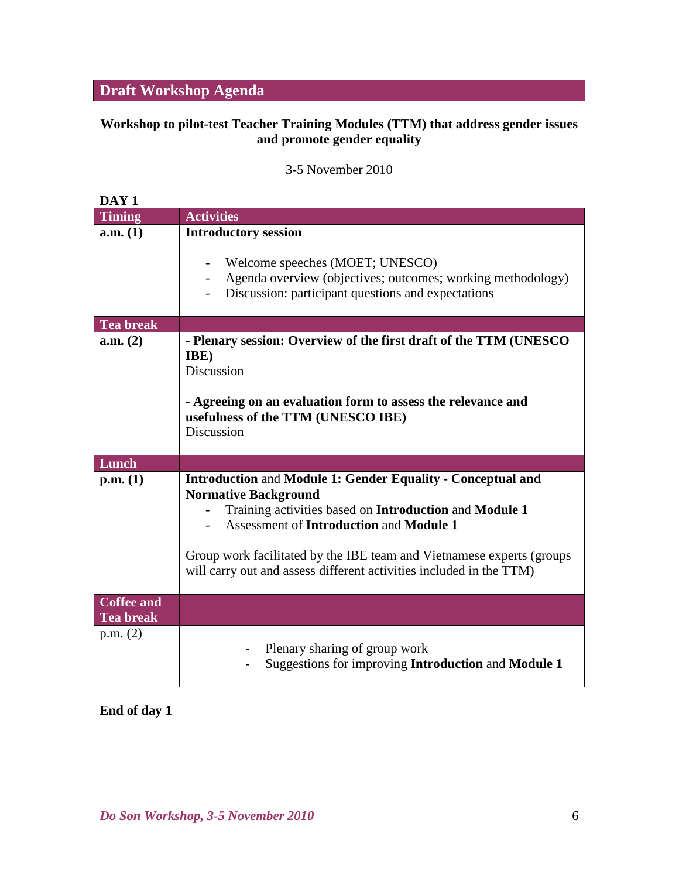## Draft Workshop Agenda

**Workshop to pilot-test Teacher Training Modules (TTM) that address gender issues and promote gender equality**

3-5 November 2010

**DAY 1**

| Timing | Activities |
|---|---|
| **a.m. (1)** | **Introductory session**<br><br>- Welcome speeches (MOET; UNESCO)<br>- Agenda overview (objectives; outcomes; working methodology)<br>- Discussion: participant questions and expectations |
| **Tea break** | |
| **a.m. (2)** | **- Plenary session: Overview of the first draft of the TTM (UNESCO IBE)**<br>Discussion<br><br>- **Agreeing on an evaluation form to assess the relevance and usefulness of the TTM (UNESCO IBE)**<br>Discussion |
| **Lunch** | |
| **p.m. (1)** | **Introduction** and **Module 1: Gender Equality - Conceptual and Normative Background**<br>- Training activities based on **Introduction** and **Module 1**<br>- Assessment of **Introduction** and **Module 1**<br><br>Group work facilitated by the IBE team and Vietnamese experts (groups will carry out and assess different activities included in the TTM) |
| **Coffee and Tea break** | |
| p.m. (2) | - Plenary sharing of group work<br>- Suggestions for improving **Introduction** and **Module 1** |

**End of day 1**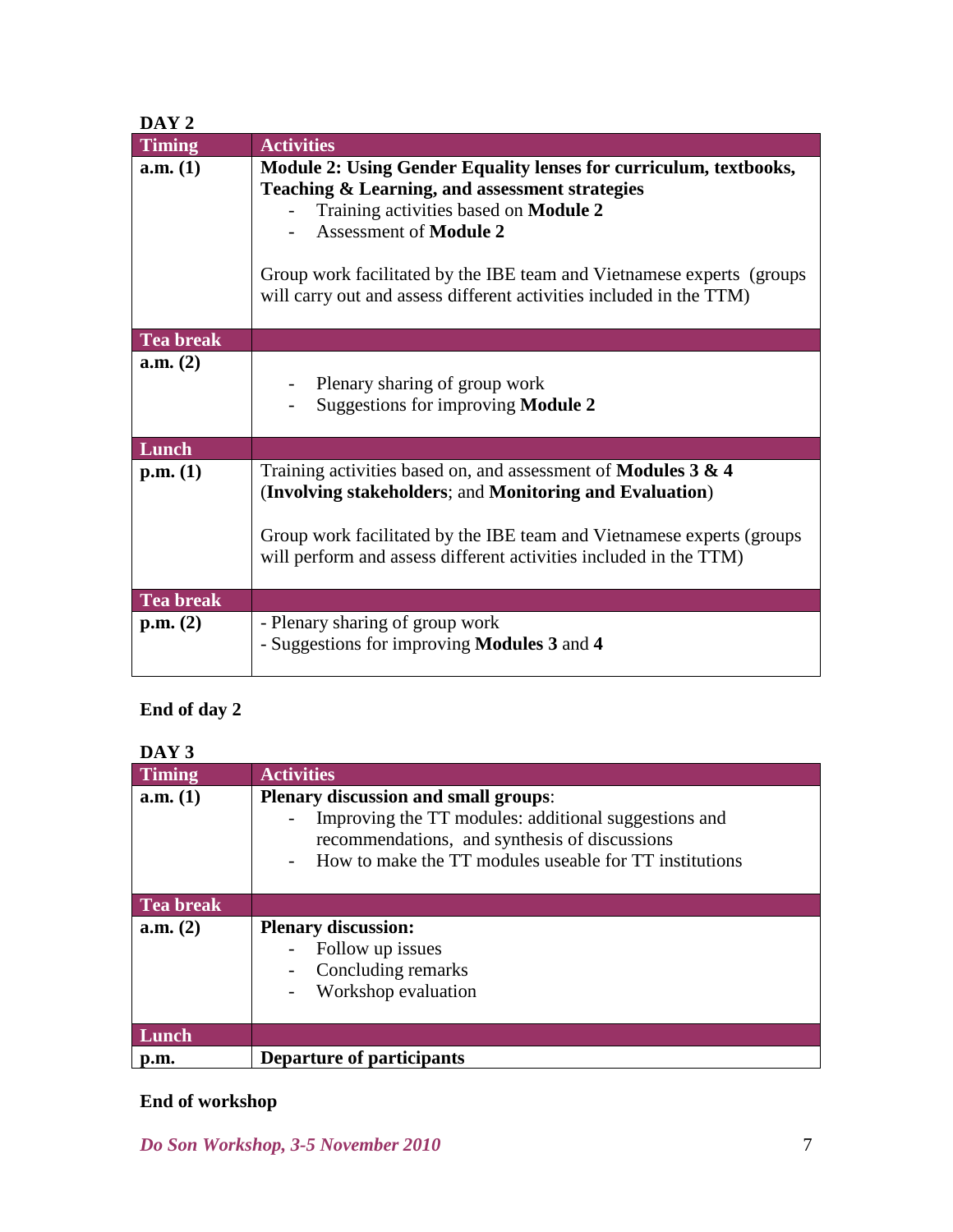**DAY 2**

| Timing | Activities |
|---|---|
| **a.m. (1)** | **Module 2: Using Gender Equality lenses for curriculum, textbooks, Teaching & Learning, and assessment strategies**<br>- Training activities based on **Module 2**<br>- Assessment of **Module 2**<br><br>Group work facilitated by the IBE team and Vietnamese experts (groups will carry out and assess different activities included in the TTM) |
| **Tea break** | |
| **a.m. (2)** | - Plenary sharing of group work<br>- Suggestions for improving **Module 2** |
| **Lunch** | |
| **p.m. (1)** | Training activities based on, and assessment of **Modules 3 & 4** (**Involving stakeholders**; and **Monitoring and Evaluation**)<br><br>Group work facilitated by the IBE team and Vietnamese experts (groups will perform and assess different activities included in the TTM) |
| **Tea break** | |
| **p.m. (2)** | - Plenary sharing of group work<br>- Suggestions for improving **Modules 3** and **4** |

**End of day 2**

**DAY 3**

| Timing | Activities |
|---|---|
| **a.m. (1)** | **Plenary discussion and small groups**:<br>- Improving the TT modules: additional suggestions and recommendations, and synthesis of discussions<br>- How to make the TT modules useable for TT institutions |
| **Tea break** | |
| **a.m. (2)** | **Plenary discussion:**<br>- Follow up issues<br>- Concluding remarks<br>- Workshop evaluation |
| **Lunch** | |
| **p.m.** | **Departure of participants** |

**End of workshop**